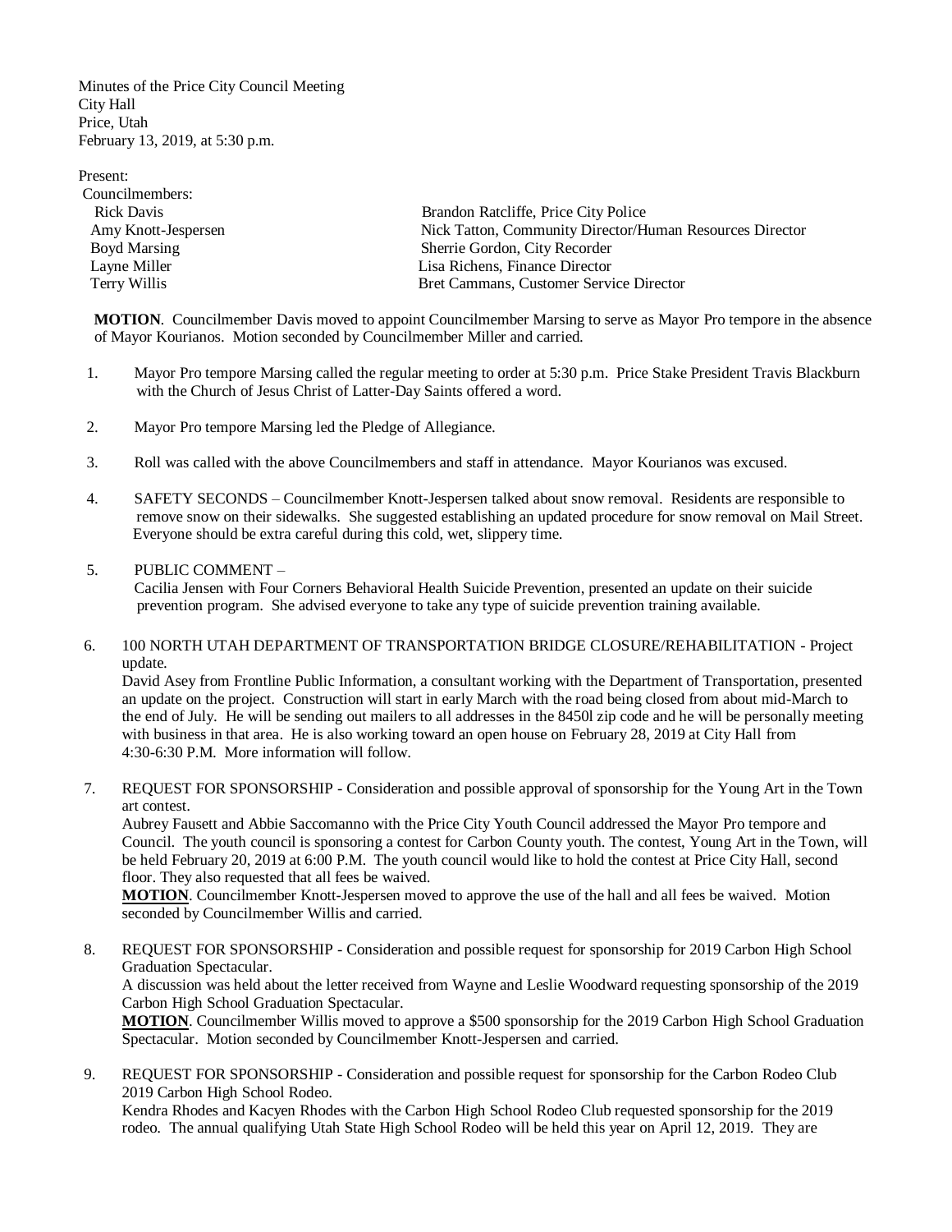Minutes of the Price City Council Meeting
City Hall
Price, Utah
February 13, 2019, at 5:30 p.m.

Present:
Councilmembers:

| | |
|---|---|
| Rick Davis | Brandon Ratcliffe, Price City Police |
| Amy Knott-Jespersen | Nick Tatton, Community Director/Human Resources Director |
| Boyd Marsing | Sherrie Gordon, City Recorder |
| Layne Miller | Lisa Richens, Finance Director |
| Terry Willis | Bret Cammans, Customer Service Director |

**MOTION**. Councilmember Davis moved to appoint Councilmember Marsing to serve as Mayor Pro tempore in the absence of Mayor Kourianos. Motion seconded by Councilmember Miller and carried.

1. Mayor Pro tempore Marsing called the regular meeting to order at 5:30 p.m. Price Stake President Travis Blackburn with the Church of Jesus Christ of Latter-Day Saints offered a word.

2. Mayor Pro tempore Marsing led the Pledge of Allegiance.

3. Roll was called with the above Councilmembers and staff in attendance. Mayor Kourianos was excused.

4. SAFETY SECONDS – Councilmember Knott-Jespersen talked about snow removal. Residents are responsible to remove snow on their sidewalks. She suggested establishing an updated procedure for snow removal on Mail Street. Everyone should be extra careful during this cold, wet, slippery time.

5. PUBLIC COMMENT –
Cacilia Jensen with Four Corners Behavioral Health Suicide Prevention, presented an update on their suicide prevention program. She advised everyone to take any type of suicide prevention training available.

6. 100 NORTH UTAH DEPARTMENT OF TRANSPORTATION BRIDGE CLOSURE/REHABILITATION - Project update.
David Asey from Frontline Public Information, a consultant working with the Department of Transportation, presented an update on the project. Construction will start in early March with the road being closed from about mid-March to the end of July. He will be sending out mailers to all addresses in the 8450l zip code and he will be personally meeting with business in that area. He is also working toward an open house on February 28, 2019 at City Hall from 4:30-6:30 P.M. More information will follow.

7. REQUEST FOR SPONSORSHIP - Consideration and possible approval of sponsorship for the Young Art in the Town art contest.
Aubrey Fausett and Abbie Saccomanno with the Price City Youth Council addressed the Mayor Pro tempore and Council. The youth council is sponsoring a contest for Carbon County youth. The contest, Young Art in the Town, will be held February 20, 2019 at 6:00 P.M. The youth council would like to hold the contest at Price City Hall, second floor. They also requested that all fees be waived.
**MOTION**. Councilmember Knott-Jespersen moved to approve the use of the hall and all fees be waived. Motion seconded by Councilmember Willis and carried.

8. REQUEST FOR SPONSORSHIP - Consideration and possible request for sponsorship for 2019 Carbon High School Graduation Spectacular.
A discussion was held about the letter received from Wayne and Leslie Woodward requesting sponsorship of the 2019 Carbon High School Graduation Spectacular.
**MOTION**. Councilmember Willis moved to approve a $500 sponsorship for the 2019 Carbon High School Graduation Spectacular. Motion seconded by Councilmember Knott-Jespersen and carried.

9. REQUEST FOR SPONSORSHIP - Consideration and possible request for sponsorship for the Carbon Rodeo Club 2019 Carbon High School Rodeo.
Kendra Rhodes and Kacyen Rhodes with the Carbon High School Rodeo Club requested sponsorship for the 2019 rodeo. The annual qualifying Utah State High School Rodeo will be held this year on April 12, 2019. They are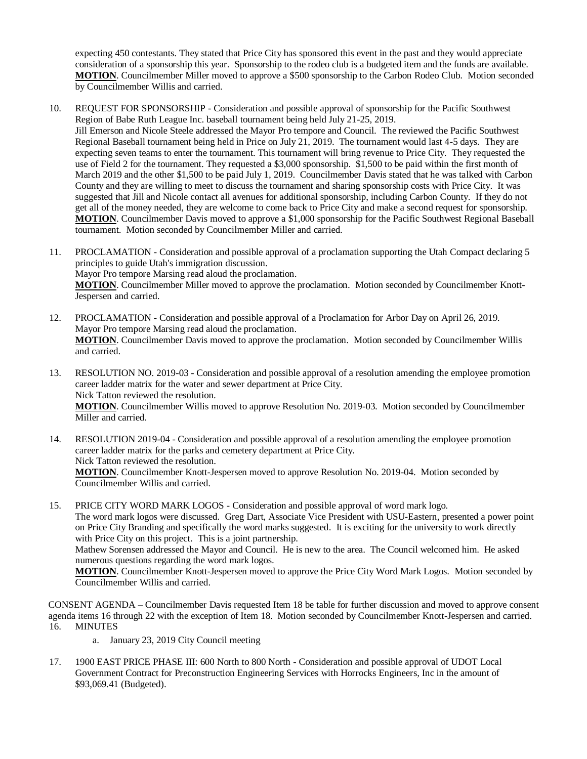expecting 450 contestants. They stated that Price City has sponsored this event in the past and they would appreciate consideration of a sponsorship this year. Sponsorship to the rodeo club is a budgeted item and the funds are available. **MOTION**. Councilmember Miller moved to approve a $500 sponsorship to the Carbon Rodeo Club. Motion seconded by Councilmember Willis and carried.

10. REQUEST FOR SPONSORSHIP - Consideration and possible approval of sponsorship for the Pacific Southwest Region of Babe Ruth League Inc. baseball tournament being held July 21-25, 2019.
    Jill Emerson and Nicole Steele addressed the Mayor Pro tempore and Council. The reviewed the Pacific Southwest Regional Baseball tournament being held in Price on July 21, 2019. The tournament would last 4-5 days. They are expecting seven teams to enter the tournament. This tournament will bring revenue to Price City. They requested the use of Field 2 for the tournament. They requested a $3,000 sponsorship. $1,500 to be paid within the first month of March 2019 and the other $1,500 to be paid July 1, 2019. Councilmember Davis stated that he was talked with Carbon County and they are willing to meet to discuss the tournament and sharing sponsorship costs with Price City. It was suggested that Jill and Nicole contact all avenues for additional sponsorship, including Carbon County. If they do not get all of the money needed, they are welcome to come back to Price City and make a second request for sponsorship.
    **MOTION**. Councilmember Davis moved to approve a $1,000 sponsorship for the Pacific Southwest Regional Baseball tournament. Motion seconded by Councilmember Miller and carried.

11. PROCLAMATION - Consideration and possible approval of a proclamation supporting the Utah Compact declaring 5 principles to guide Utah's immigration discussion.
    Mayor Pro tempore Marsing read aloud the proclamation.
    **MOTION**. Councilmember Miller moved to approve the proclamation. Motion seconded by Councilmember Knott-Jespersen and carried.

12. PROCLAMATION - Consideration and possible approval of a Proclamation for Arbor Day on April 26, 2019.
    Mayor Pro tempore Marsing read aloud the proclamation.
    **MOTION**. Councilmember Davis moved to approve the proclamation. Motion seconded by Councilmember Willis and carried.

13. RESOLUTION NO. 2019-03 - Consideration and possible approval of a resolution amending the employee promotion career ladder matrix for the water and sewer department at Price City.
    Nick Tatton reviewed the resolution.
    **MOTION**. Councilmember Willis moved to approve Resolution No. 2019-03. Motion seconded by Councilmember Miller and carried.

14. RESOLUTION 2019-04 - Consideration and possible approval of a resolution amending the employee promotion career ladder matrix for the parks and cemetery department at Price City.
    Nick Tatton reviewed the resolution.
    **MOTION**. Councilmember Knott-Jespersen moved to approve Resolution No. 2019-04. Motion seconded by Councilmember Willis and carried.

15. PRICE CITY WORD MARK LOGOS - Consideration and possible approval of word mark logo.
    The word mark logos were discussed. Greg Dart, Associate Vice President with USU-Eastern, presented a power point on Price City Branding and specifically the word marks suggested. It is exciting for the university to work directly with Price City on this project. This is a joint partnership.
    Mathew Sorensen addressed the Mayor and Council. He is new to the area. The Council welcomed him. He asked numerous questions regarding the word mark logos.
    **MOTION**. Councilmember Knott-Jespersen moved to approve the Price City Word Mark Logos. Motion seconded by Councilmember Willis and carried.

CONSENT AGENDA – Councilmember Davis requested Item 18 be table for further discussion and moved to approve consent agenda items 16 through 22 with the exception of Item 18. Motion seconded by Councilmember Knott-Jespersen and carried.

16. MINUTES
    a. January 23, 2019 City Council meeting

17. 1900 EAST PRICE PHASE III: 600 North to 800 North - Consideration and possible approval of UDOT Local Government Contract for Preconstruction Engineering Services with Horrocks Engineers, Inc in the amount of $93,069.41 (Budgeted).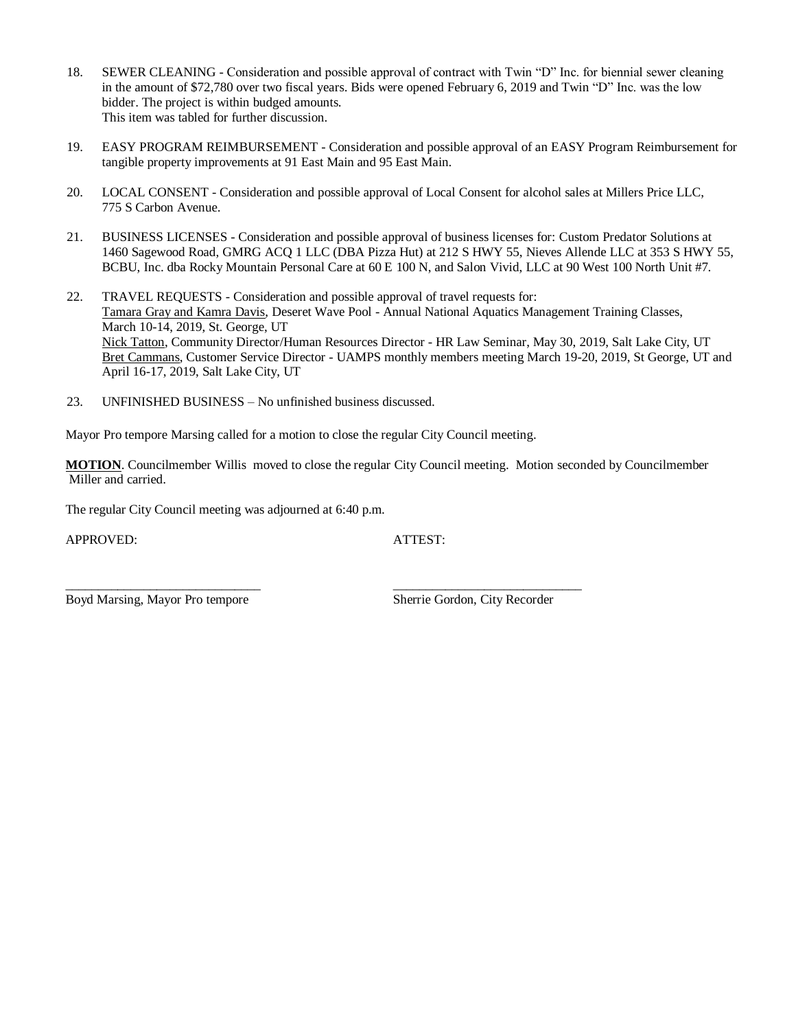18. SEWER CLEANING - Consideration and possible approval of contract with Twin "D" Inc. for biennial sewer cleaning in the amount of $72,780 over two fiscal years. Bids were opened February 6, 2019 and Twin "D" Inc. was the low bidder. The project is within budged amounts.
    This item was tabled for further discussion.

19. EASY PROGRAM REIMBURSEMENT - Consideration and possible approval of an EASY Program Reimbursement for tangible property improvements at 91 East Main and 95 East Main.

20. LOCAL CONSENT - Consideration and possible approval of Local Consent for alcohol sales at Millers Price LLC, 775 S Carbon Avenue.

21. BUSINESS LICENSES - Consideration and possible approval of business licenses for: Custom Predator Solutions at 1460 Sagewood Road, GMRG ACQ 1 LLC (DBA Pizza Hut) at 212 S HWY 55, Nieves Allende LLC at 353 S HWY 55, BCBU, Inc. dba Rocky Mountain Personal Care at 60 E 100 N, and Salon Vivid, LLC at 90 West 100 North Unit #7.

22. TRAVEL REQUESTS - Consideration and possible approval of travel requests for:
    <u>Tamara Gray and Kamra Davis</u>, Deseret Wave Pool - Annual National Aquatics Management Training Classes, March 10-14, 2019, St. George, UT
    <u>Nick Tatton</u>, Community Director/Human Resources Director - HR Law Seminar, May 30, 2019, Salt Lake City, UT
    <u>Bret Cammans</u>, Customer Service Director - UAMPS monthly members meeting March 19-20, 2019, St George, UT and April 16-17, 2019, Salt Lake City, UT

23. UNFINISHED BUSINESS – No unfinished business discussed.

Mayor Pro tempore Marsing called for a motion to close the regular City Council meeting.

**<u>MOTION</u>**. Councilmember Willis moved to close the regular City Council meeting. Motion seconded by Councilmember Miller and carried.

The regular City Council meeting was adjourned at 6:40 p.m.

APPROVED: ATTEST:

______________________________
Boyd Marsing, Mayor Pro tempore

______________________________
Sherrie Gordon, City Recorder